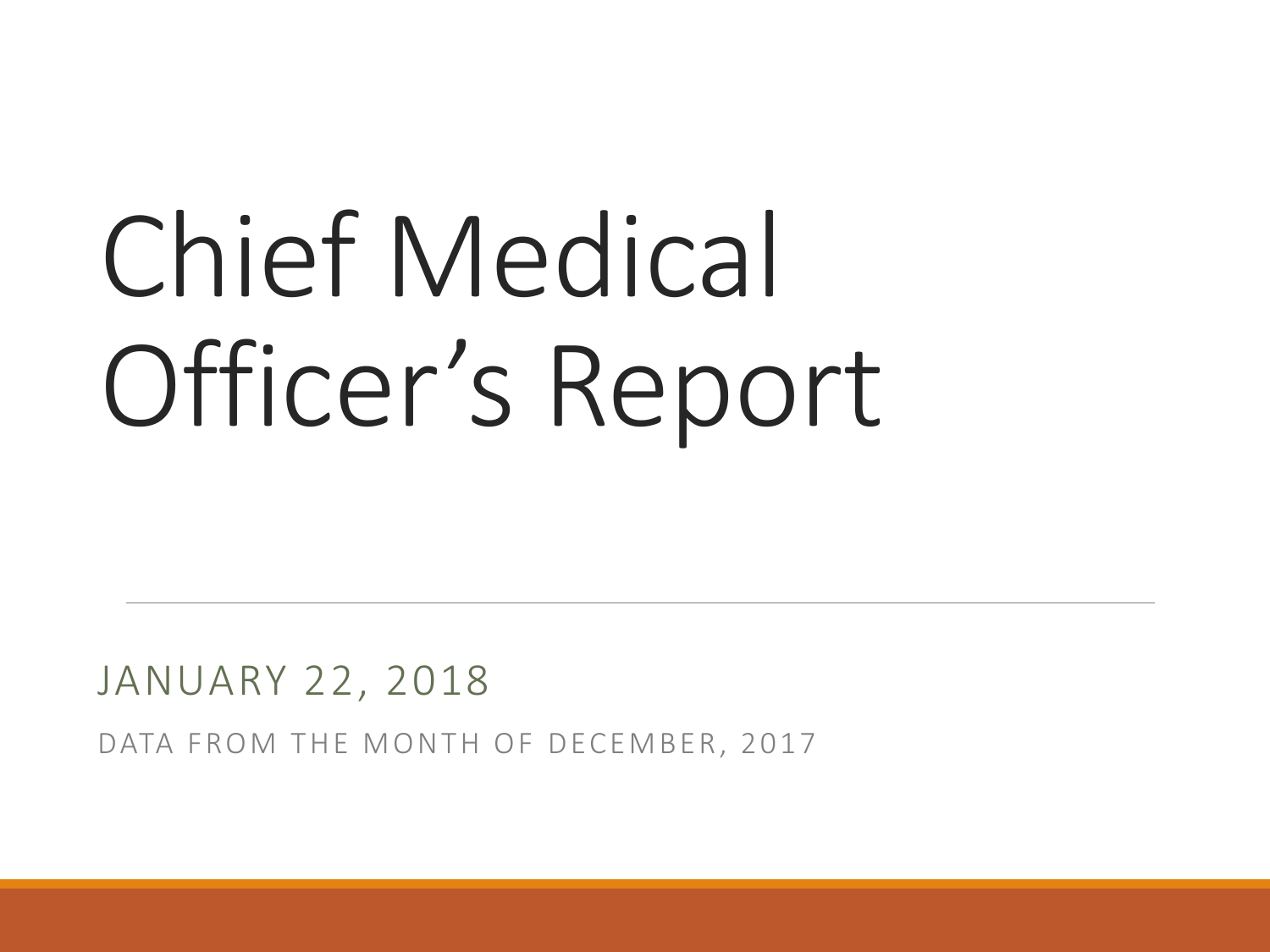# Chief Medical Officer's Report

JANUARY 22, 2018

DATA FROM THE MONTH OF DECEMBER, 2017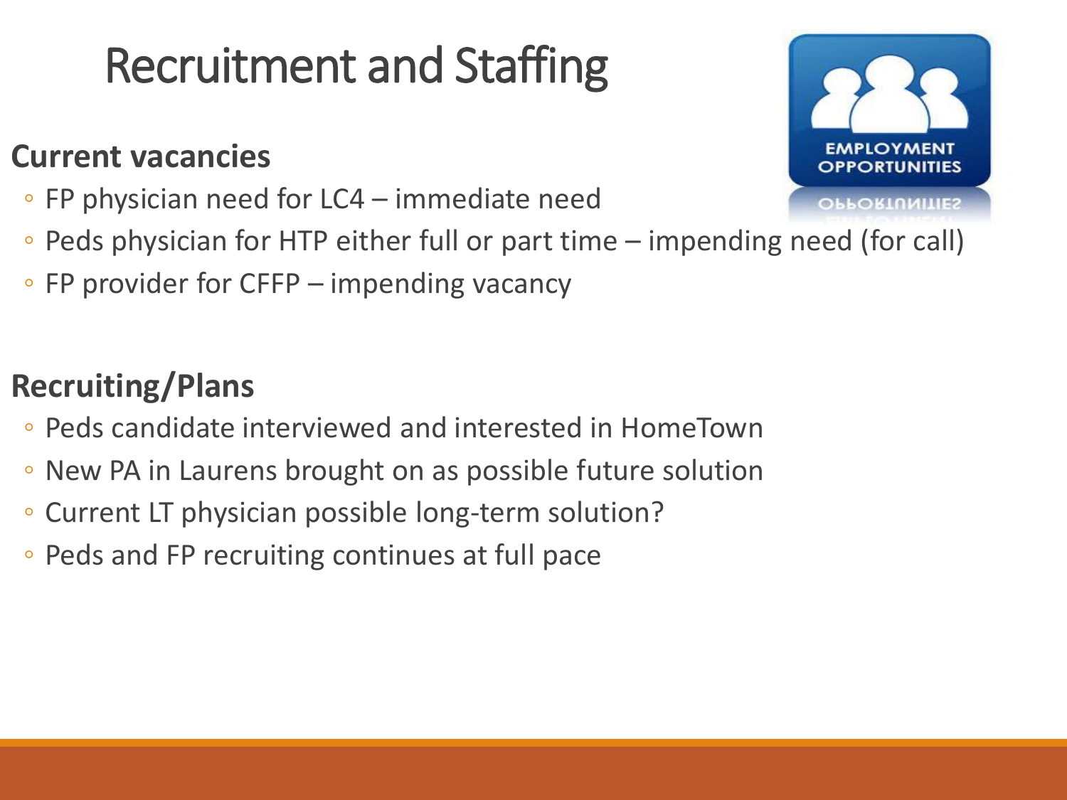# Recruitment and Staffing

**Current vacancies**

- FP physician need for LC4 – immediate need
- Peds physician for HTP either full or part time – impending need (for call)
- FP provider for CFFP – impending vacancy

**Recruiting/Plans**

- Peds candidate interviewed and interested in HomeTown
- New PA in Laurens brought on as possible future solution
- Current LT physician possible long-term solution?
- Peds and FP recruiting continues at full pace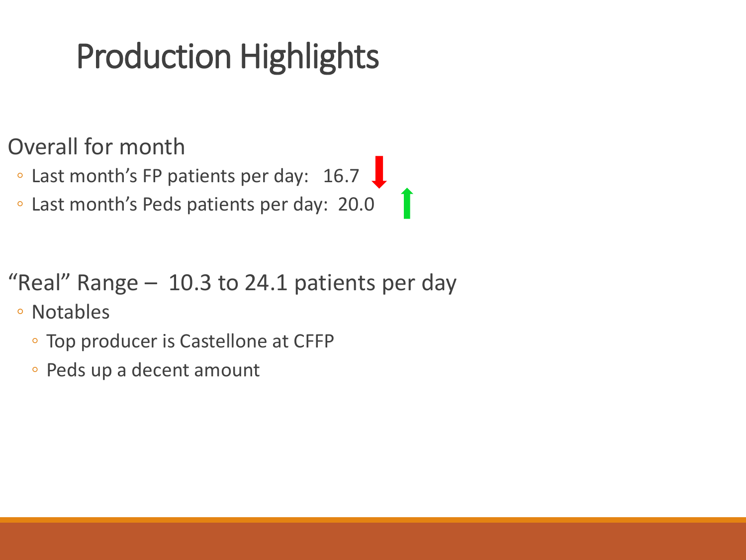# Production Highlights

Overall for month

- Last month's FP patients per day: 16.7
- Last month's Peds patients per day: 20.0

"Real" Range – 10.3 to 24.1 patients per day

- Notables
  - Top producer is Castellone at CFFP
  - Peds up a decent amount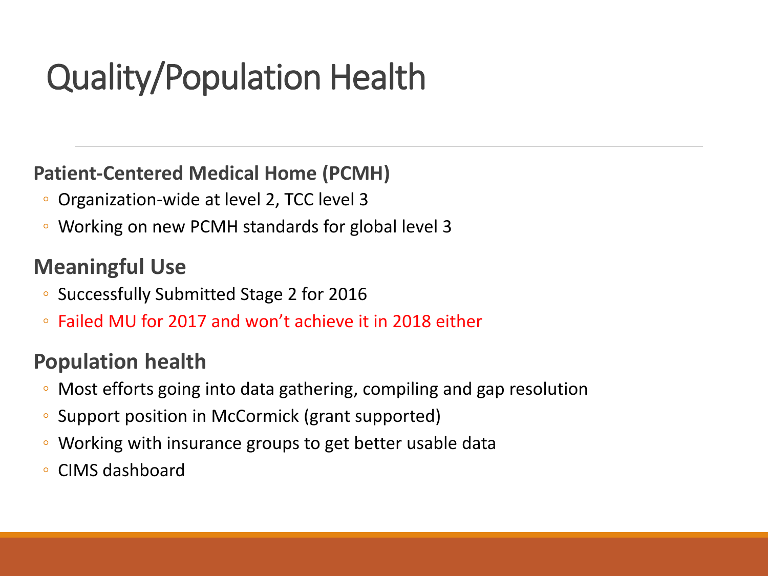# Quality/Population Health

**Patient-Centered Medical Home (PCMH)**

- Organization-wide at level 2, TCC level 3
- Working on new PCMH standards for global level 3

## Meaningful Use

- Successfully Submitted Stage 2 for 2016
- Failed MU for 2017 and won't achieve it in 2018 either

## Population health

- Most efforts going into data gathering, compiling and gap resolution
- Support position in McCormick (grant supported)
- Working with insurance groups to get better usable data
- CIMS dashboard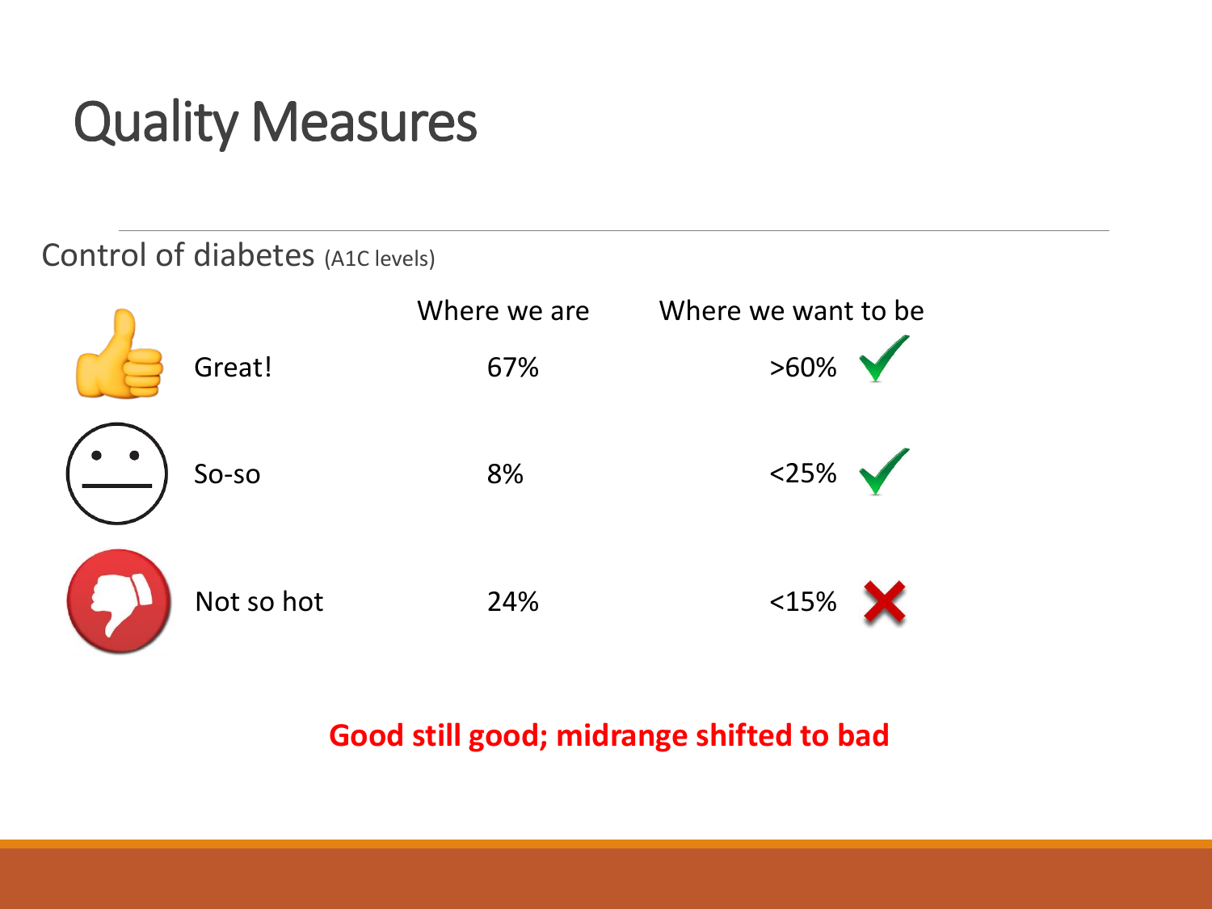# Quality Measures

Control of diabetes (A1C levels)

| | Where we are | Where we want to be | |
|---|---|---|---|
| Great! | 67% | >60% | ✓ |
| So-so | 8% | <25% | ✓ |
| Not so hot | 24% | <15% | ✗ |

**Good still good; midrange shifted to bad**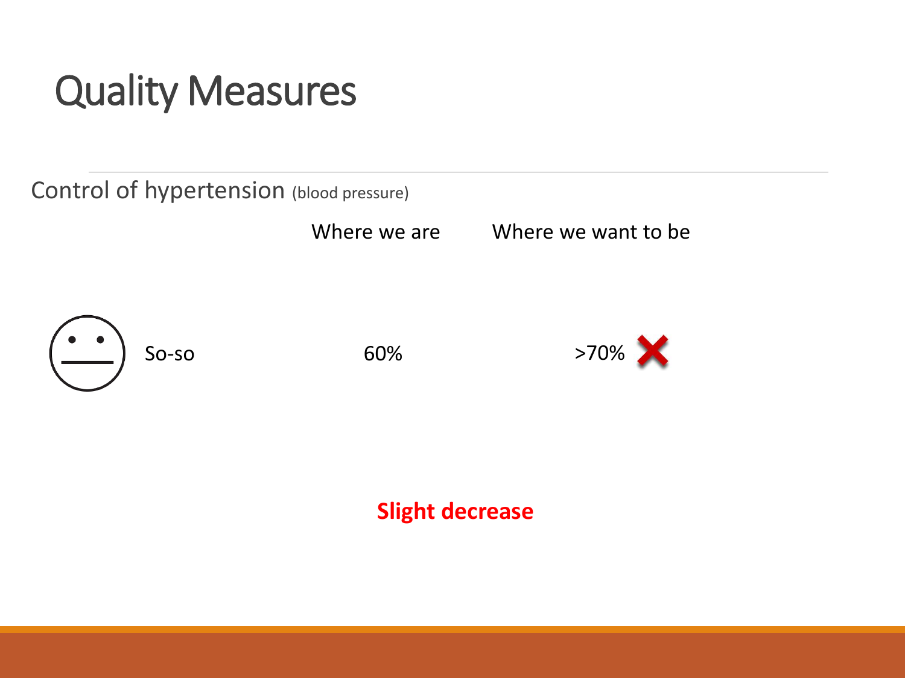# Quality Measures

Control of hypertension (blood pressure)

| | Where we are | Where we want to be |
| --- | --- | --- |
| So-so | 60% | >70% ✗ |

**Slight decrease**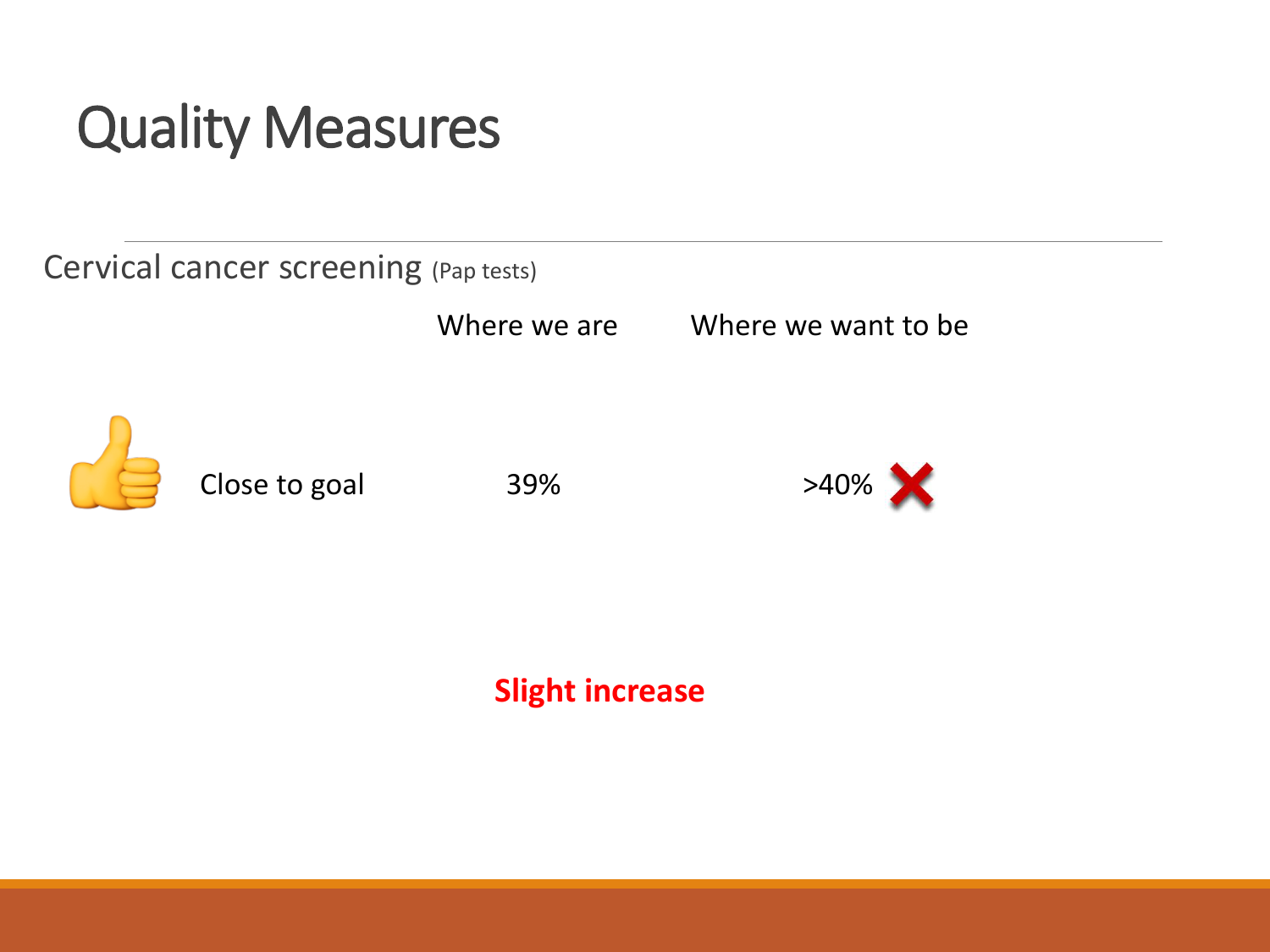# Quality Measures

Cervical cancer screening (Pap tests)

| | Where we are | Where we want to be |
|---|---|---|
| Close to goal | 39% | >40% |

**Slight increase**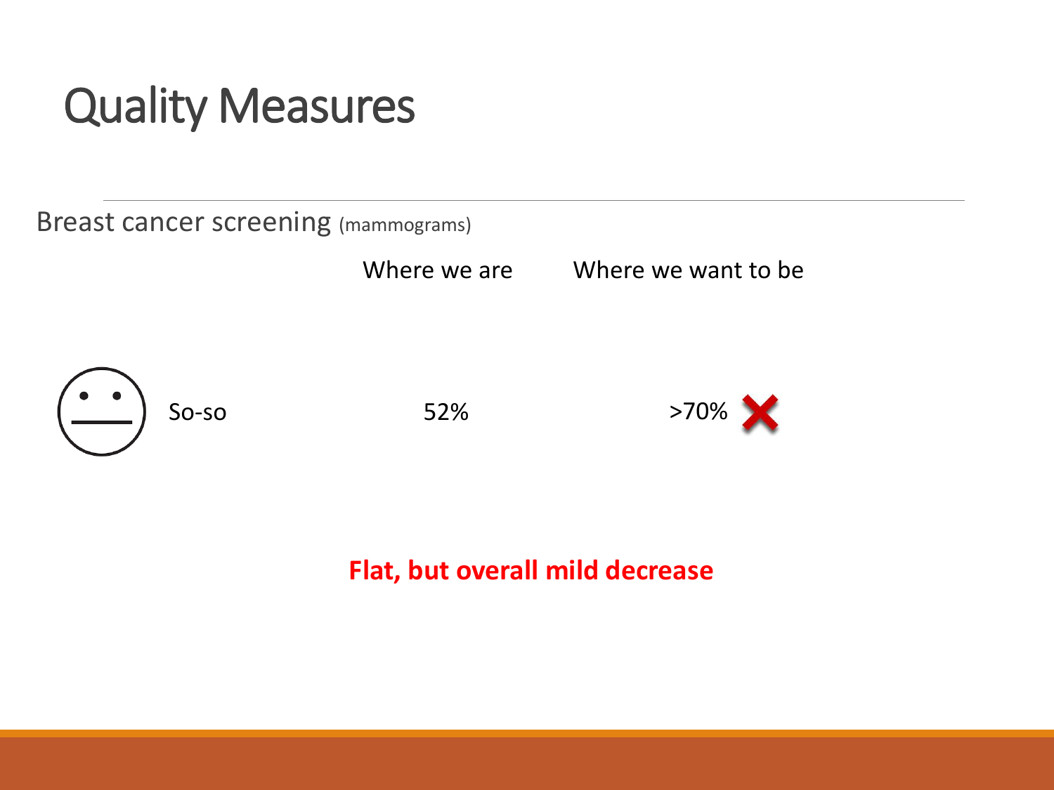# Quality Measures

Breast cancer screening (mammograms)

| | | Where we are | Where we want to be |
|---|---|---|---|
| 😐 | So-so | 52% | >70% ✗ |

**Flat, but overall mild decrease**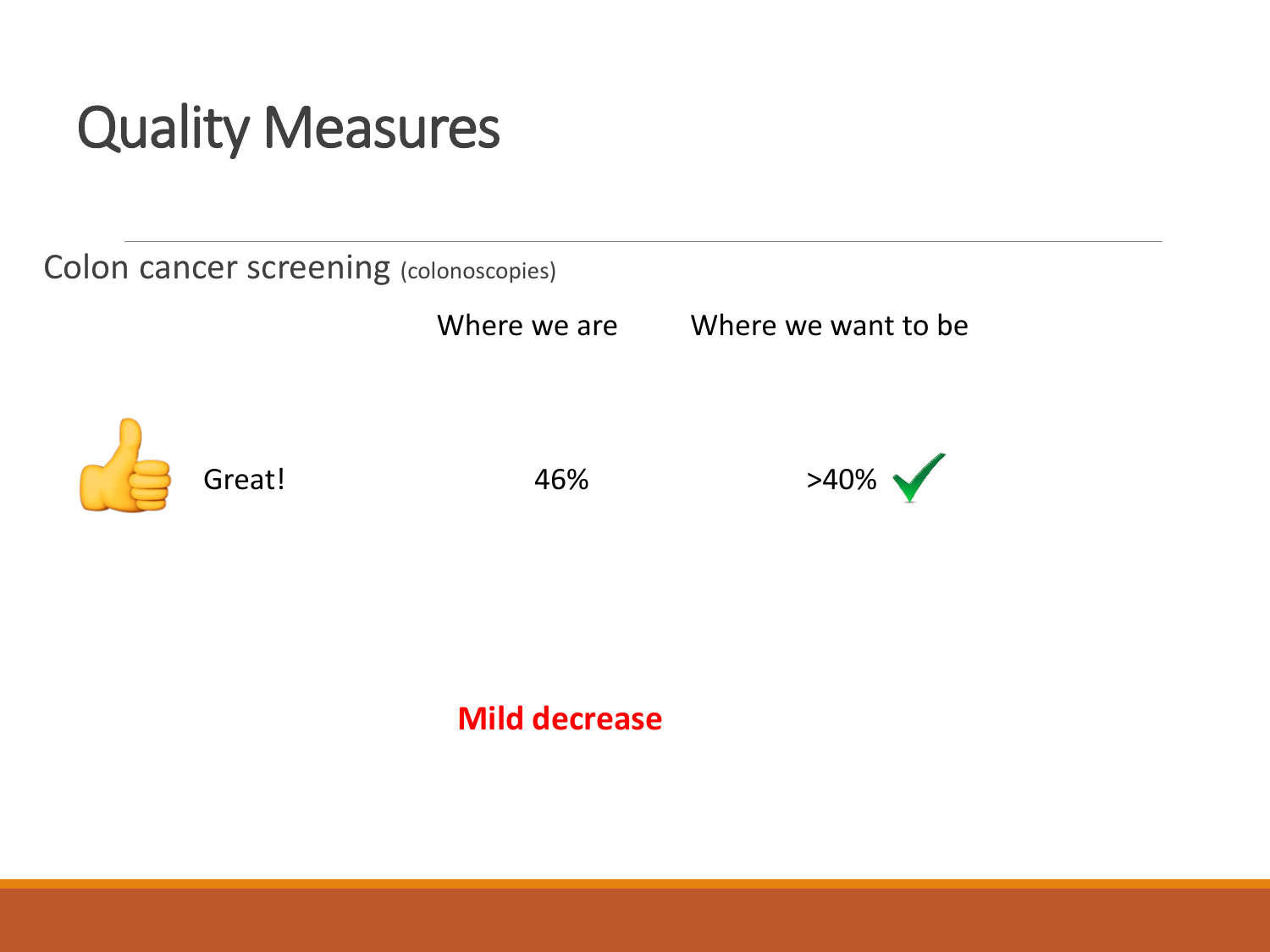# Quality Measures

Colon cancer screening (colonoscopies)

| | | Where we are | Where we want to be |
|---|---|---|---|
| 👍 | Great! | 46% | >40% ✓ |

**Mild decrease**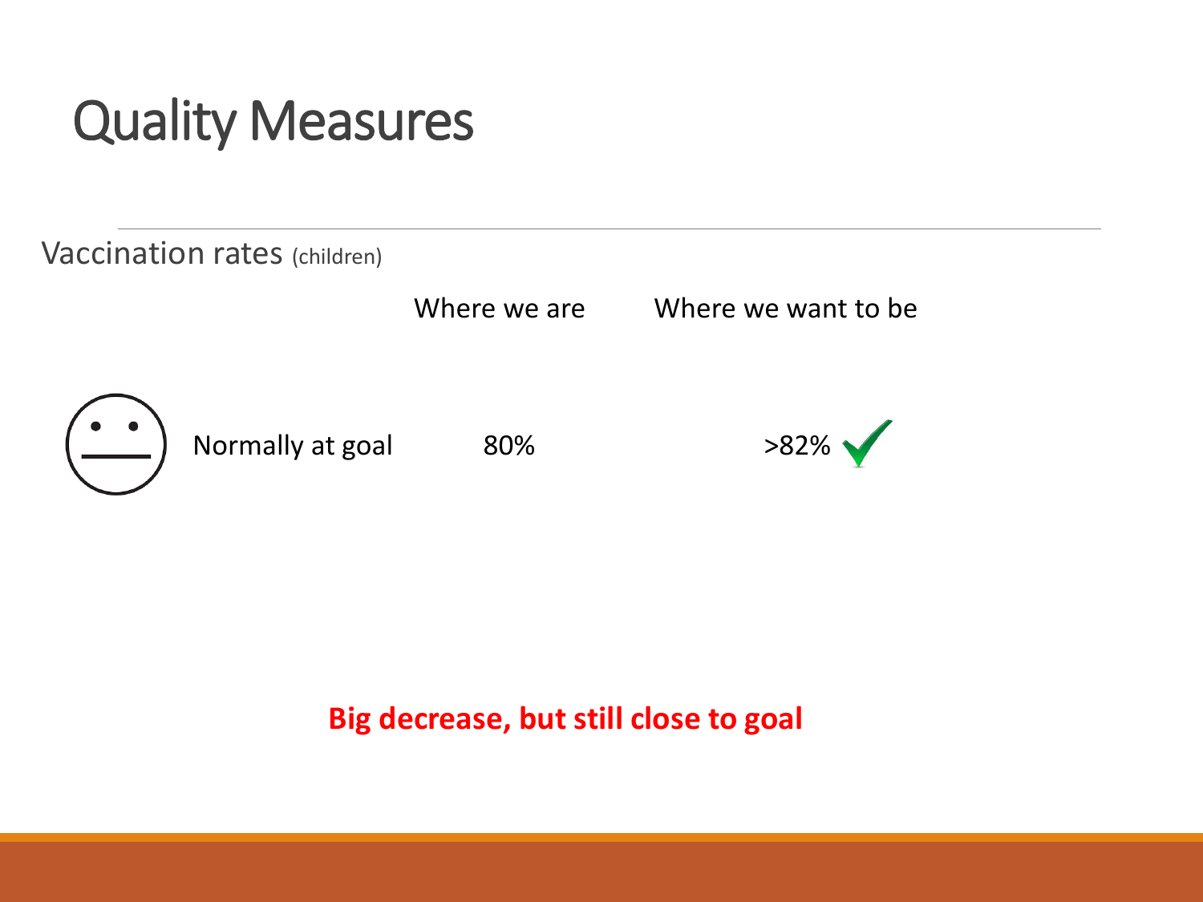# Quality Measures

Vaccination rates (children)

| | | Where we are | Where we want to be |
|---|---|---|---|
| 😐 | Normally at goal | 80% | >82% ✓ |

**Big decrease, but still close to goal**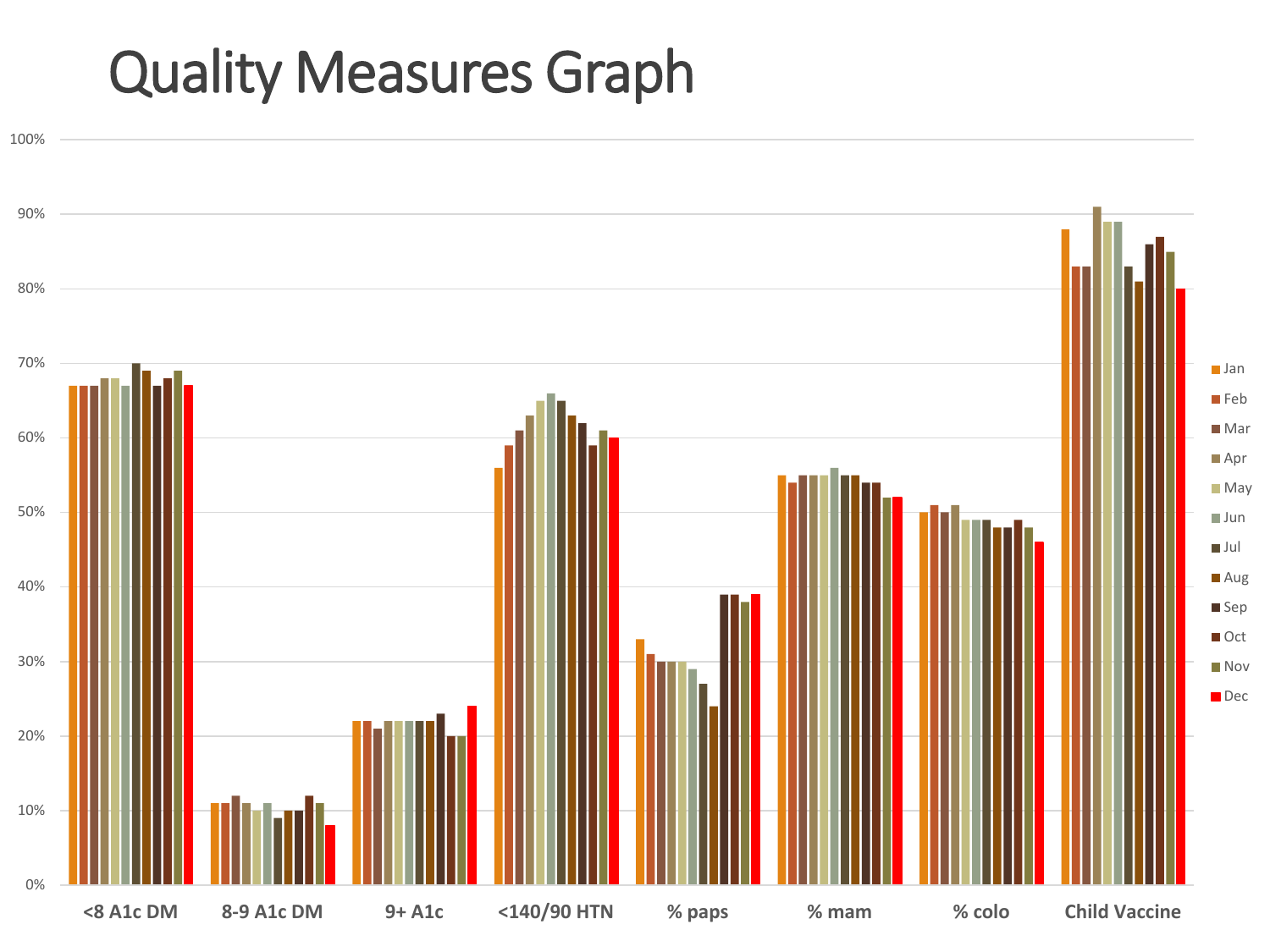# Quality Measures Graph

| Measure | Jan | Feb | Mar | Apr | May | Jun | Jul | Aug | Sep | Oct | Nov | Dec |
|---|---|---|---|---|---|---|---|---|---|---|---|---|
| <8 A1c DM | 67% | 67% | 67% | 68% | 68% | 67% | 70% | 69% | 67% | 68% | 69% | 67% |
| 8-9 A1c DM | 11% | 11% | 12% | 11% | 10% | 11% | 9% | 10% | 10% | 12% | 11% | 8% |
| 9+ A1c | 22% | 22% | 21% | 22% | 22% | 22% | 22% | 22% | 23% | 20% | 20% | 24% |
| <140/90 HTN | 56% | 59% | 61% | 63% | 65% | 66% | 65% | 63% | 62% | 59% | 61% | 60% |
| % paps | 33% | 31% | 30% | 30% | 30% | 29% | 27% | 24% | 39% | 39% | 38% | 39% |
| % mam | 55% | 54% | 55% | 55% | 55% | 56% | 55% | 55% | 54% | 54% | 52% | 52% |
| % colo | 50% | 51% | 50% | 51% | 49% | 49% | 49% | 48% | 48% | 49% | 48% | 46% |
| Child Vaccine | 88% | 83% | 83% | 91% | 89% | 89% | 83% | 81% | 86% | 87% | 85% | 80% |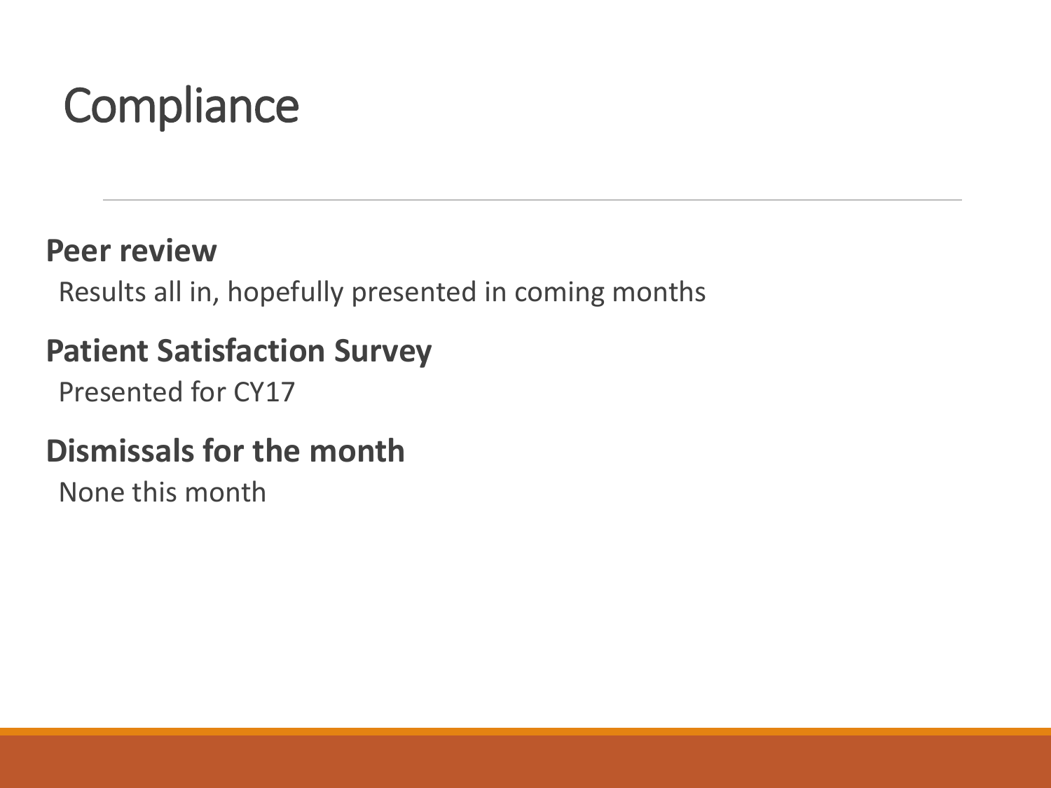# Compliance

**Peer review**

Results all in, hopefully presented in coming months

**Patient Satisfaction Survey**

Presented for CY17

**Dismissals for the month**

None this month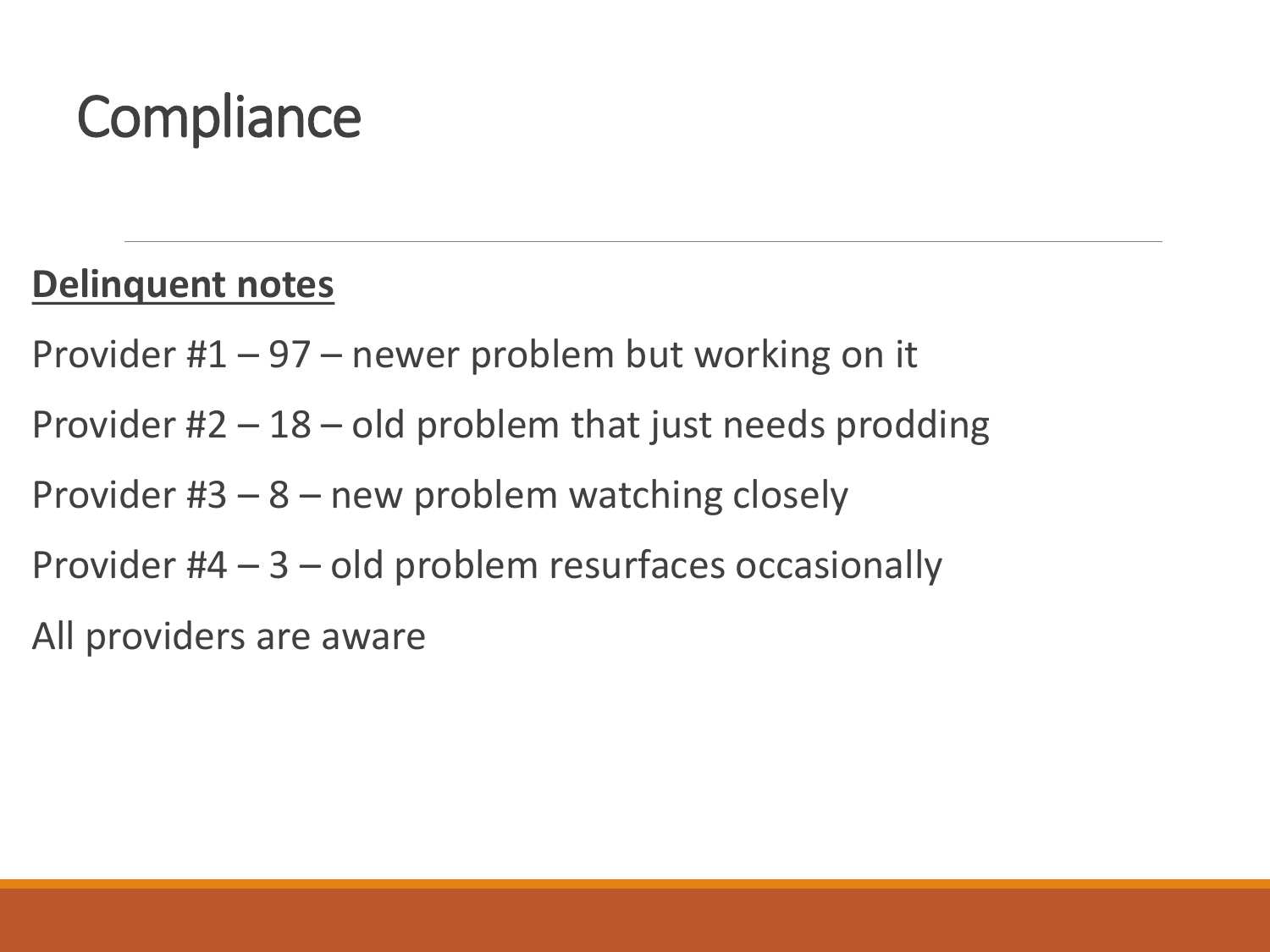# Compliance

**Delinquent notes**

Provider #1 – 97 – newer problem but working on it

Provider #2 – 18 – old problem that just needs prodding

Provider #3 – 8 – new problem watching closely

Provider #4 – 3 – old problem resurfaces occasionally

All providers are aware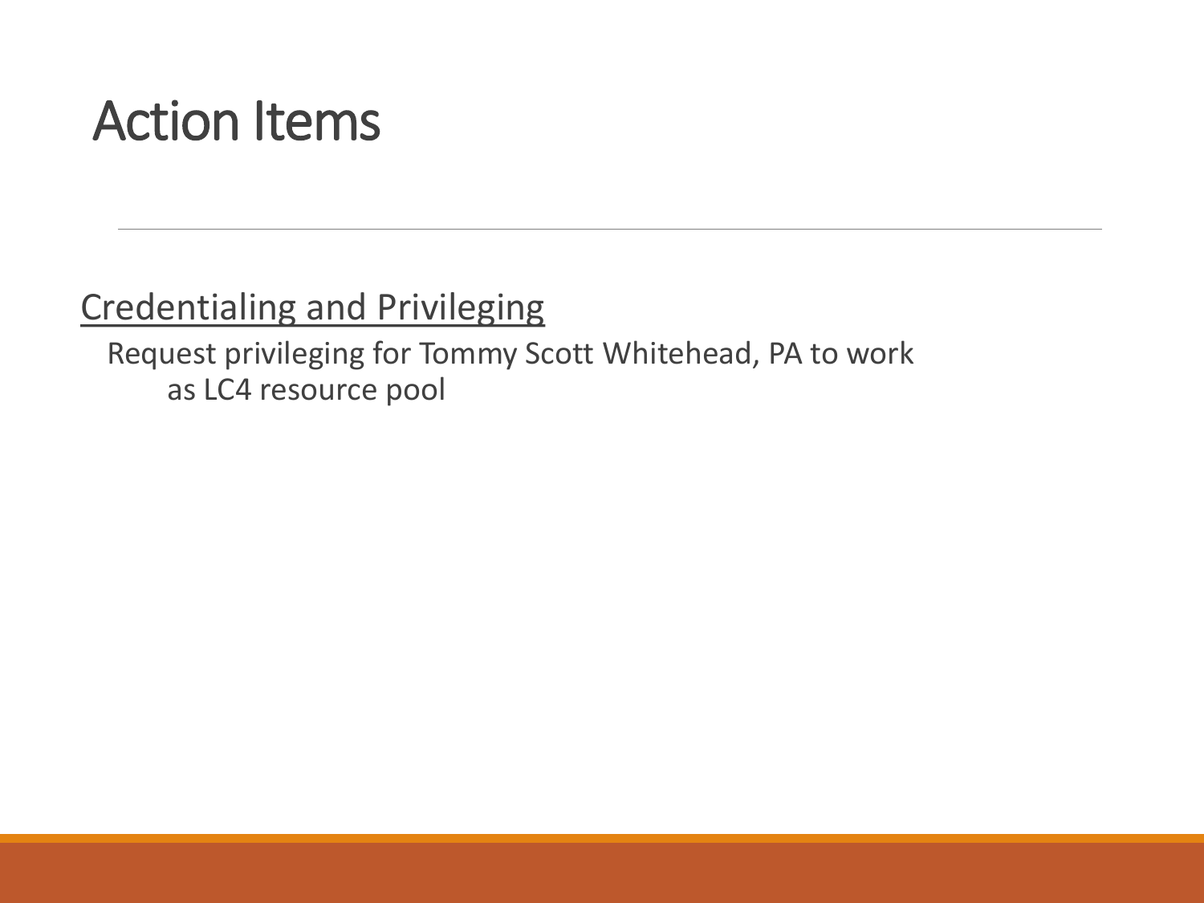# Action Items

<u>Credentialing and Privileging</u>

Request privileging for Tommy Scott Whitehead, PA to work as LC4 resource pool